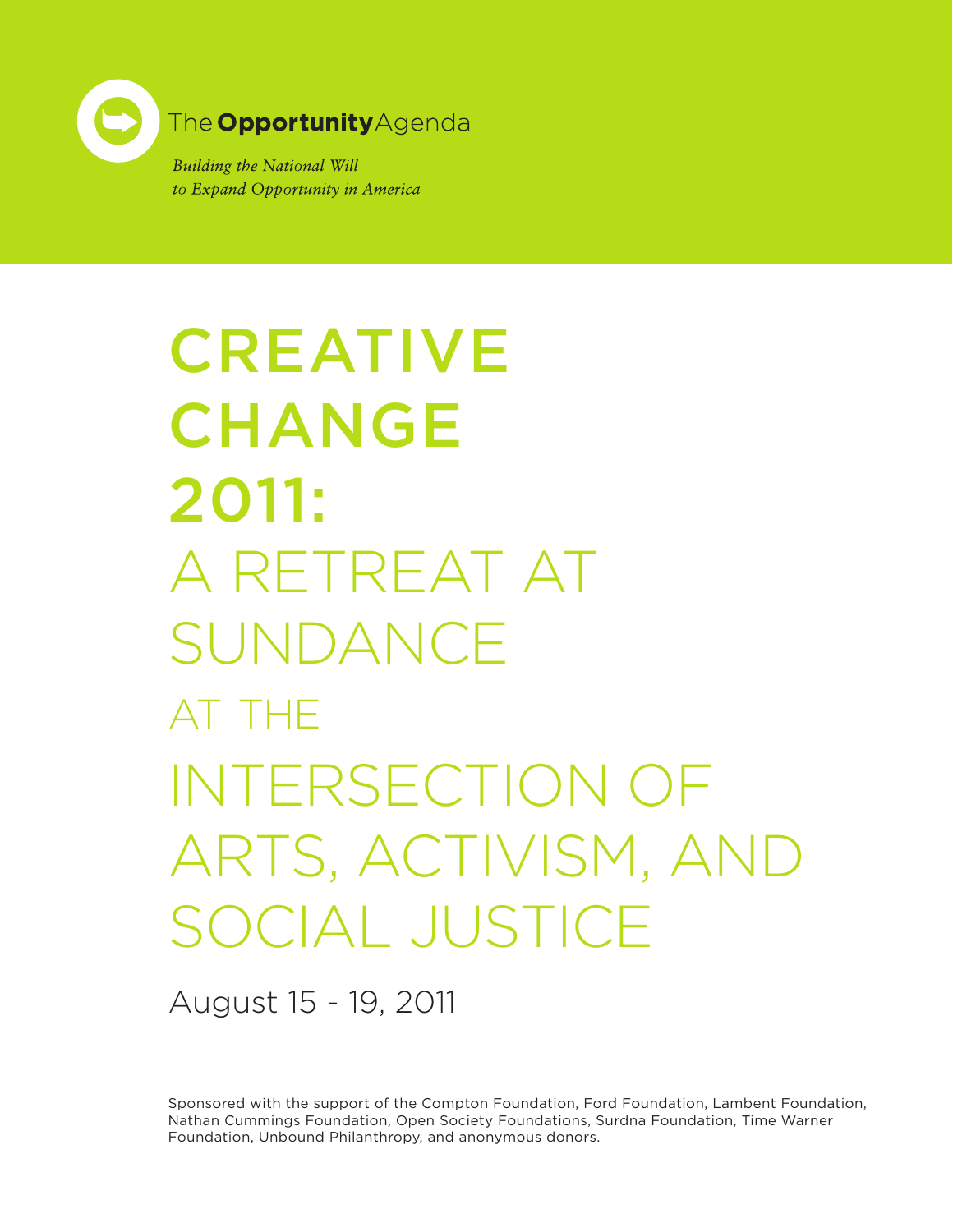The **Opportunity** Agenda

*Building the National Will to Expand Opportunity in America*

# CREATIVE CHANGE 2011: A RETREAT AT SUNDANCE AT THE INTERSECTION OF ARTS, ACTIVISM, AND SOCIAL JUSTICE

August 15 - 19, 2011

Sponsored with the support of the Compton Foundation, Ford Foundation, Lambent Foundation, Nathan Cummings Foundation, Open Society Foundations, Surdna Foundation, Time Warner Foundation, Unbound Philanthropy, and anonymous donors.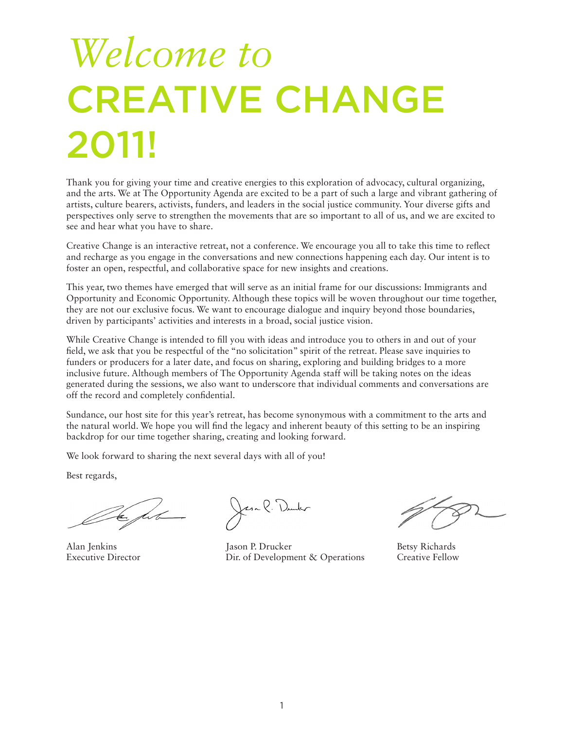# *Welcome to* CREATIVE CHANGE 2011!

Thank you for giving your time and creative energies to this exploration of advocacy, cultural organizing, and the arts. We at The Opportunity Agenda are excited to be a part of such a large and vibrant gathering of artists, culture bearers, activists, funders, and leaders in the social justice community. Your diverse gifts and perspectives only serve to strengthen the movements that are so important to all of us, and we are excited to see and hear what you have to share.

Creative Change is an interactive retreat, not a conference. We encourage you all to take this time to reflect and recharge as you engage in the conversations and new connections happening each day. Our intent is to foster an open, respectful, and collaborative space for new insights and creations.

This year, two themes have emerged that will serve as an initial frame for our discussions: Immigrants and Opportunity and Economic Opportunity. Although these topics will be woven throughout our time together, they are not our exclusive focus. We want to encourage dialogue and inquiry beyond those boundaries, driven by participants' activities and interests in a broad, social justice vision.

While Creative Change is intended to fill you with ideas and introduce you to others in and out of your field, we ask that you be respectful of the "no solicitation" spirit of the retreat. Please save inquiries to funders or producers for a later date, and focus on sharing, exploring and building bridges to a more inclusive future. Although members of The Opportunity Agenda staff will be taking notes on the ideas generated during the sessions, we also want to underscore that individual comments and conversations are off the record and completely confidential.

Sundance, our host site for this year's retreat, has become synonymous with a commitment to the arts and the natural world. We hope you will find the legacy and inherent beauty of this setting to be an inspiring backdrop for our time together sharing, creating and looking forward.

We look forward to sharing the next several days with all of you!

Best regards,

Alan Jenkins
Executive Director

Jason P. Drucker
Dir. of Development & Operations

Betsy Richards
Creative Fellow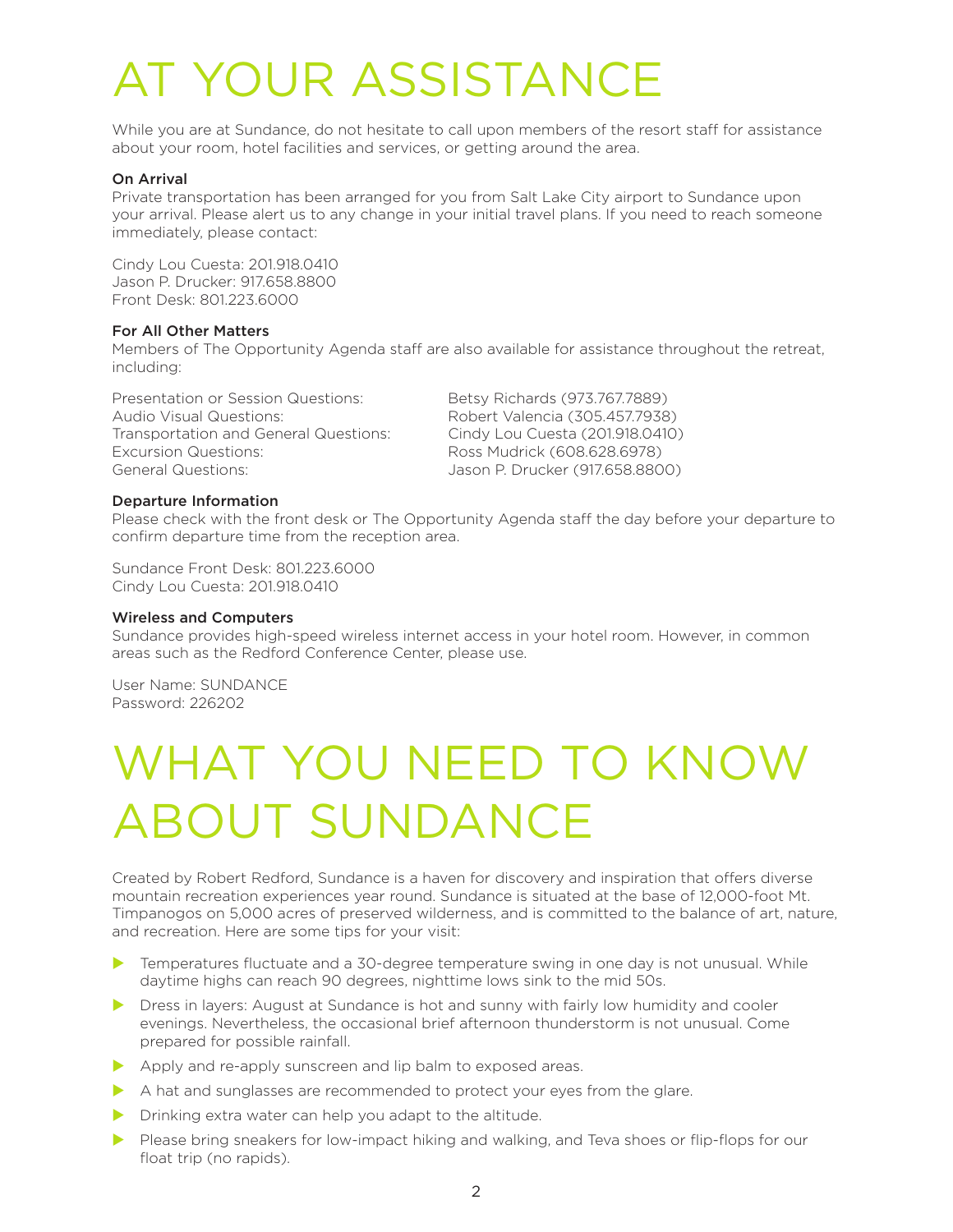# AT YOUR ASSISTANCE

While you are at Sundance, do not hesitate to call upon members of the resort staff for assistance about your room, hotel facilities and services, or getting around the area.

### On Arrival

Private transportation has been arranged for you from Salt Lake City airport to Sundance upon your arrival. Please alert us to any change in your initial travel plans. If you need to reach someone immediately, please contact:

Cindy Lou Cuesta: 201.918.0410
Jason P. Drucker: 917.658.8800
Front Desk: 801.223.6000

### For All Other Matters

Members of The Opportunity Agenda staff are also available for assistance throughout the retreat, including:

| | |
|---|---|
| Presentation or Session Questions: | Betsy Richards (973.767.7889) |
| Audio Visual Questions: | Robert Valencia (305.457.7938) |
| Transportation and General Questions: | Cindy Lou Cuesta (201.918.0410) |
| Excursion Questions: | Ross Mudrick (608.628.6978) |
| General Questions: | Jason P. Drucker (917.658.8800) |

### Departure Information

Please check with the front desk or The Opportunity Agenda staff the day before your departure to confirm departure time from the reception area.

Sundance Front Desk: 801.223.6000
Cindy Lou Cuesta: 201.918.0410

### Wireless and Computers

Sundance provides high-speed wireless internet access in your hotel room. However, in common areas such as the Redford Conference Center, please use.

User Name: SUNDANCE
Password: 226202

# WHAT YOU NEED TO KNOW ABOUT SUNDANCE

Created by Robert Redford, Sundance is a haven for discovery and inspiration that offers diverse mountain recreation experiences year round. Sundance is situated at the base of 12,000-foot Mt. Timpanogos on 5,000 acres of preserved wilderness, and is committed to the balance of art, nature, and recreation. Here are some tips for your visit:

- Temperatures fluctuate and a 30-degree temperature swing in one day is not unusual. While daytime highs can reach 90 degrees, nighttime lows sink to the mid 50s.
- Dress in layers: August at Sundance is hot and sunny with fairly low humidity and cooler evenings. Nevertheless, the occasional brief afternoon thunderstorm is not unusual. Come prepared for possible rainfall.
- Apply and re-apply sunscreen and lip balm to exposed areas.
- A hat and sunglasses are recommended to protect your eyes from the glare.
- Drinking extra water can help you adapt to the altitude.
- Please bring sneakers for low-impact hiking and walking, and Teva shoes or flip-flops for our float trip (no rapids).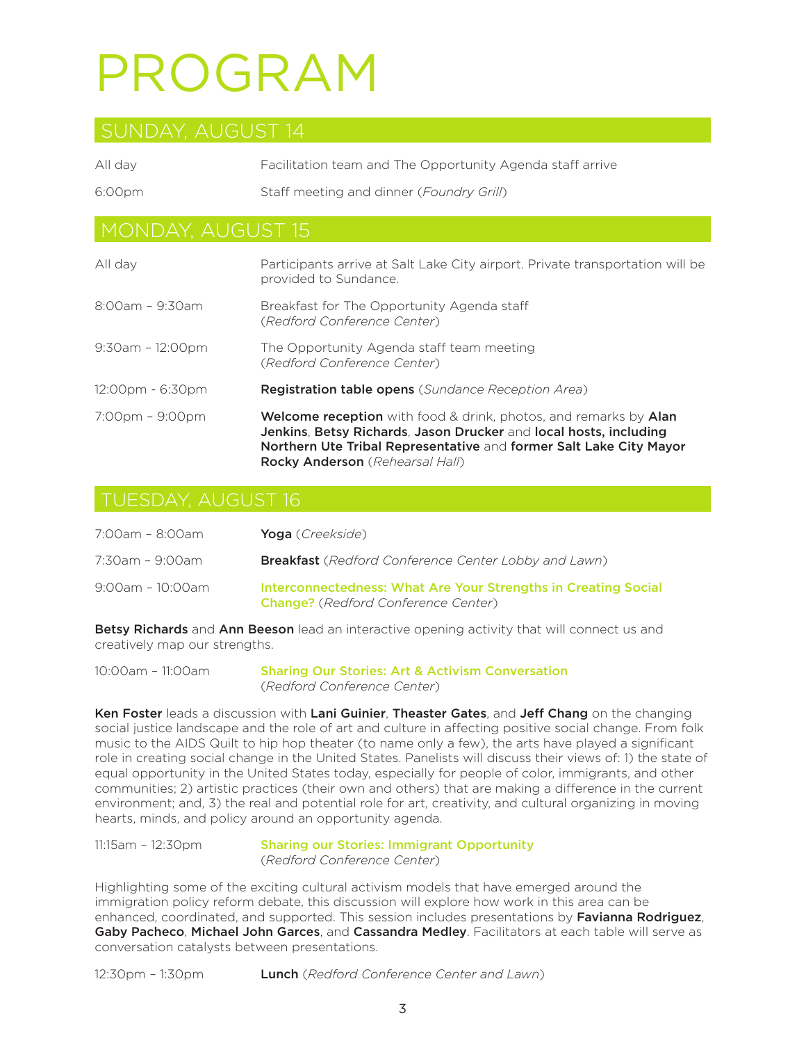# PROGRAM

## SUNDAY, AUGUST 14

All day — Facilitation team and The Opportunity Agenda staff arrive

6:00pm — Staff meeting and dinner (*Foundry Grill*)

## MONDAY, AUGUST 15

All day — Participants arrive at Salt Lake City airport. Private transportation will be provided to Sundance.

8:00am – 9:30am — Breakfast for The Opportunity Agenda staff (*Redford Conference Center*)

9:30am – 12:00pm — The Opportunity Agenda staff team meeting (*Redford Conference Center*)

12:00pm - 6:30pm — **Registration table opens** (*Sundance Reception Area*)

7:00pm – 9:00pm — **Welcome reception** with food & drink, photos, and remarks by **Alan Jenkins**, **Betsy Richards**, **Jason Drucker** and **local hosts, including Northern Ute Tribal Representative** and **former Salt Lake City Mayor Rocky Anderson** (*Rehearsal Hall*)

## TUESDAY, AUGUST 16

7:00am – 8:00am — **Yoga** (*Creekside*)

7:30am – 9:00am — **Breakfast** (*Redford Conference Center Lobby and Lawn*)

9:00am – 10:00am — **Interconnectedness: What Are Your Strengths in Creating Social Change?** (*Redford Conference Center*)

**Betsy Richards** and **Ann Beeson** lead an interactive opening activity that will connect us and creatively map our strengths.

10:00am – 11:00am — **Sharing Our Stories: Art & Activism Conversation** (*Redford Conference Center*)

**Ken Foster** leads a discussion with **Lani Guinier**, **Theaster Gates**, and **Jeff Chang** on the changing social justice landscape and the role of art and culture in affecting positive social change. From folk music to the AIDS Quilt to hip hop theater (to name only a few), the arts have played a significant role in creating social change in the United States. Panelists will discuss their views of: 1) the state of equal opportunity in the United States today, especially for people of color, immigrants, and other communities; 2) artistic practices (their own and others) that are making a difference in the current environment; and, 3) the real and potential role for art, creativity, and cultural organizing in moving hearts, minds, and policy around an opportunity agenda.

11:15am – 12:30pm — **Sharing our Stories: Immigrant Opportunity** (*Redford Conference Center*)

Highlighting some of the exciting cultural activism models that have emerged around the immigration policy reform debate, this discussion will explore how work in this area can be enhanced, coordinated, and supported. This session includes presentations by **Favianna Rodriguez**, **Gaby Pacheco**, **Michael John Garces**, and **Cassandra Medley**. Facilitators at each table will serve as conversation catalysts between presentations.

12:30pm – 1:30pm — **Lunch** (*Redford Conference Center and Lawn*)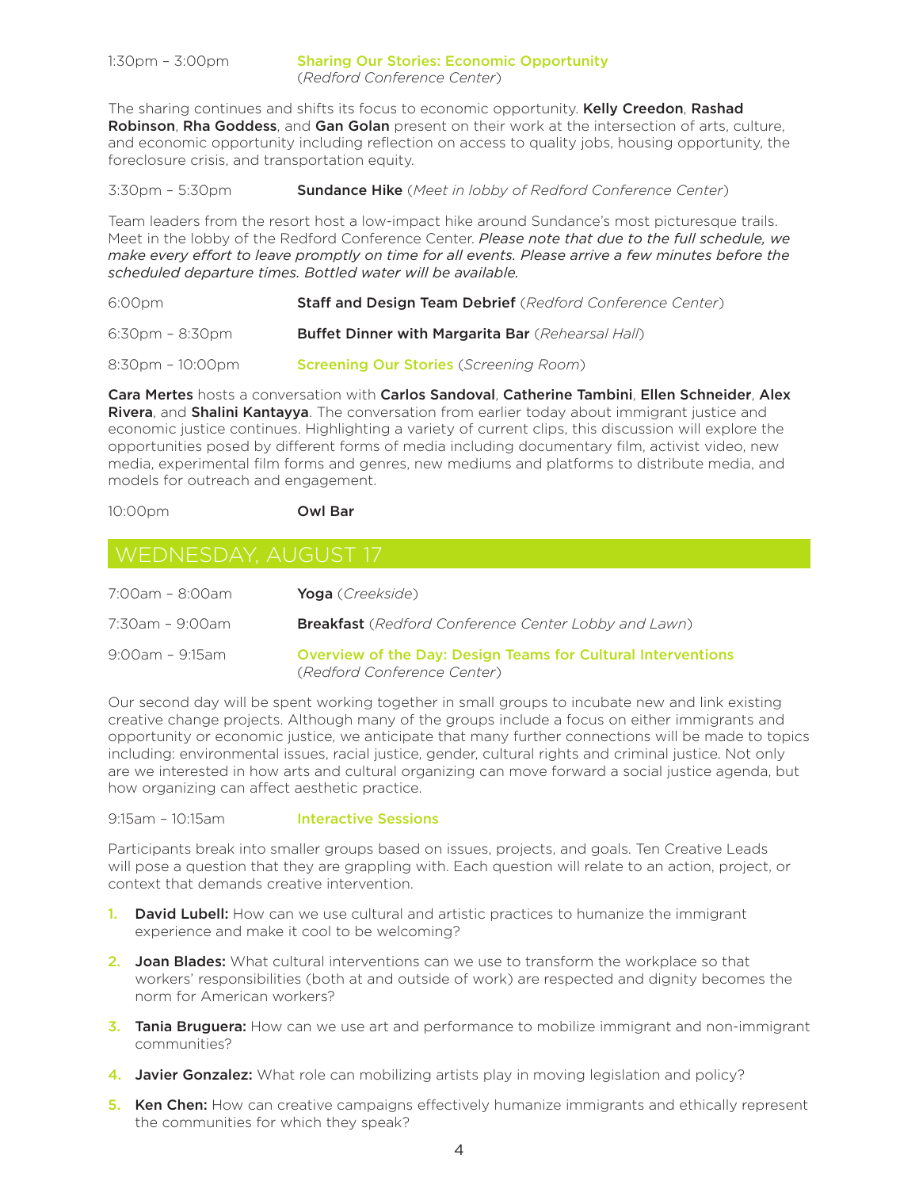1:30pm – 3:00pm **Sharing Our Stories: Economic Opportunity** (*Redford Conference Center*)

The sharing continues and shifts its focus to economic opportunity. **Kelly Creedon**, **Rashad Robinson**, **Rha Goddess**, and **Gan Golan** present on their work at the intersection of arts, culture, and economic opportunity including reflection on access to quality jobs, housing opportunity, the foreclosure crisis, and transportation equity.

3:30pm – 5:30pm **Sundance Hike** (*Meet in lobby of Redford Conference Center*)

Team leaders from the resort host a low-impact hike around Sundance's most picturesque trails. Meet in the lobby of the Redford Conference Center. *Please note that due to the full schedule, we make every effort to leave promptly on time for all events. Please arrive a few minutes before the scheduled departure times. Bottled water will be available.*

6:00pm **Staff and Design Team Debrief** (*Redford Conference Center*)

6:30pm – 8:30pm **Buffet Dinner with Margarita Bar** (*Rehearsal Hall*)

8:30pm – 10:00pm **Screening Our Stories** (*Screening Room*)

**Cara Mertes** hosts a conversation with **Carlos Sandoval**, **Catherine Tambini**, **Ellen Schneider**, **Alex Rivera**, and **Shalini Kantayya**. The conversation from earlier today about immigrant justice and economic justice continues. Highlighting a variety of current clips, this discussion will explore the opportunities posed by different forms of media including documentary film, activist video, new media, experimental film forms and genres, new mediums and platforms to distribute media, and models for outreach and engagement.

10:00pm **Owl Bar**

## WEDNESDAY, AUGUST 17

7:00am – 8:00am **Yoga** (*Creekside*)

7:30am – 9:00am **Breakfast** (*Redford Conference Center Lobby and Lawn*)

9:00am – 9:15am **Overview of the Day: Design Teams for Cultural Interventions** (*Redford Conference Center*)

Our second day will be spent working together in small groups to incubate new and link existing creative change projects. Although many of the groups include a focus on either immigrants and opportunity or economic justice, we anticipate that many further connections will be made to topics including: environmental issues, racial justice, gender, cultural rights and criminal justice. Not only are we interested in how arts and cultural organizing can move forward a social justice agenda, but how organizing can affect aesthetic practice.

9:15am – 10:15am **Interactive Sessions**

Participants break into smaller groups based on issues, projects, and goals. Ten Creative Leads will pose a question that they are grappling with. Each question will relate to an action, project, or context that demands creative intervention.

1. **David Lubell:** How can we use cultural and artistic practices to humanize the immigrant experience and make it cool to be welcoming?
2. **Joan Blades:** What cultural interventions can we use to transform the workplace so that workers' responsibilities (both at and outside of work) are respected and dignity becomes the norm for American workers?
3. **Tania Bruguera:** How can we use art and performance to mobilize immigrant and non-immigrant communities?
4. **Javier Gonzalez:** What role can mobilizing artists play in moving legislation and policy?
5. **Ken Chen:** How can creative campaigns effectively humanize immigrants and ethically represent the communities for which they speak?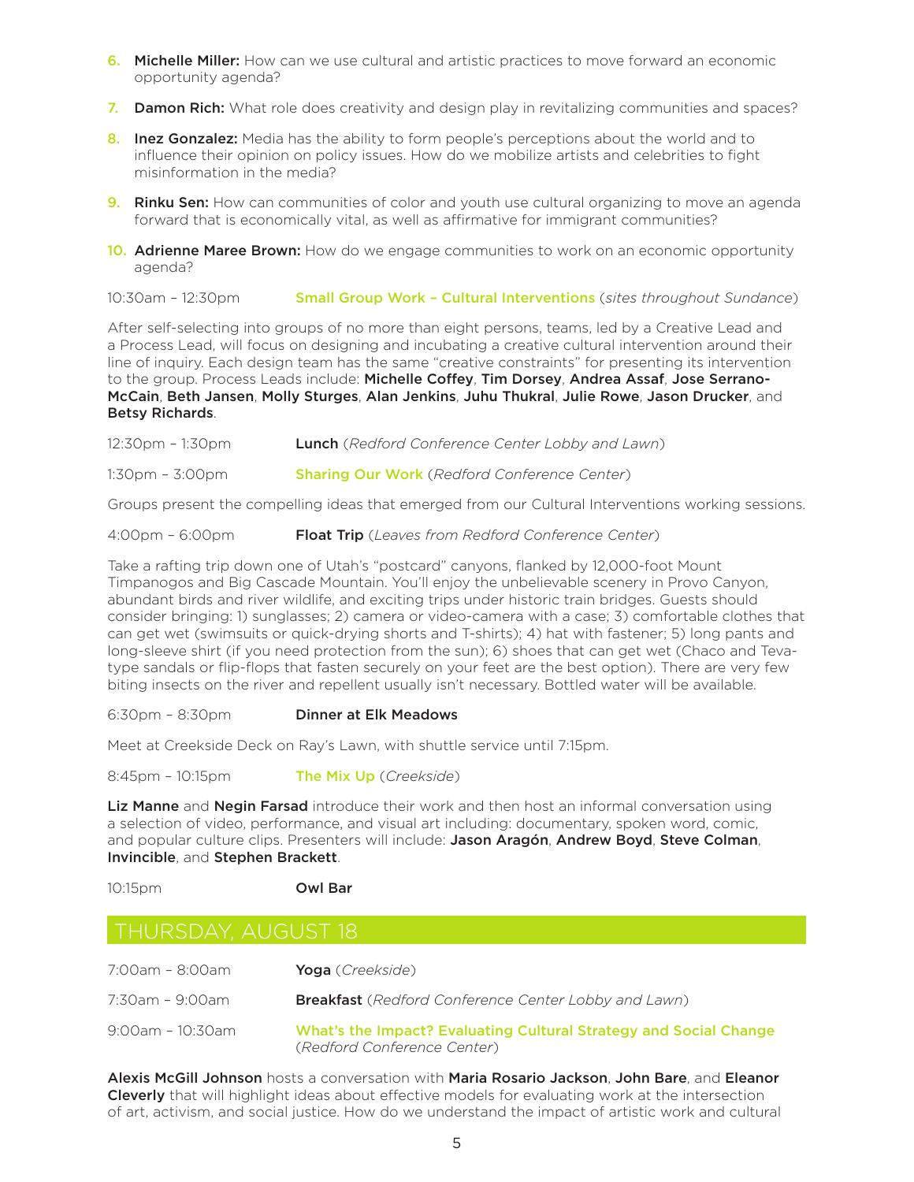6. **Michelle Miller:** How can we use cultural and artistic practices to move forward an economic opportunity agenda?

7. **Damon Rich:** What role does creativity and design play in revitalizing communities and spaces?

8. **Inez Gonzalez:** Media has the ability to form people's perceptions about the world and to influence their opinion on policy issues. How do we mobilize artists and celebrities to fight misinformation in the media?

9. **Rinku Sen:** How can communities of color and youth use cultural organizing to move an agenda forward that is economically vital, as well as affirmative for immigrant communities?

10. **Adrienne Maree Brown:** How do we engage communities to work on an economic opportunity agenda?

10:30am – 12:30pm **Small Group Work – Cultural Interventions** (*sites throughout Sundance*)

After self-selecting into groups of no more than eight persons, teams, led by a Creative Lead and a Process Lead, will focus on designing and incubating a creative cultural intervention around their line of inquiry. Each design team has the same "creative constraints" for presenting its intervention to the group. Process Leads include: **Michelle Coffey**, **Tim Dorsey**, **Andrea Assaf**, **Jose Serrano-McCain**, **Beth Jansen**, **Molly Sturges**, **Alan Jenkins**, **Juhu Thukral**, **Julie Rowe**, **Jason Drucker**, and **Betsy Richards**.

12:30pm – 1:30pm **Lunch** (*Redford Conference Center Lobby and Lawn*)

1:30pm – 3:00pm **Sharing Our Work** (*Redford Conference Center*)

Groups present the compelling ideas that emerged from our Cultural Interventions working sessions.

4:00pm – 6:00pm **Float Trip** (*Leaves from Redford Conference Center*)

Take a rafting trip down one of Utah's "postcard" canyons, flanked by 12,000-foot Mount Timpanogos and Big Cascade Mountain. You'll enjoy the unbelievable scenery in Provo Canyon, abundant birds and river wildlife, and exciting trips under historic train bridges. Guests should consider bringing: 1) sunglasses; 2) camera or video-camera with a case; 3) comfortable clothes that can get wet (swimsuits or quick-drying shorts and T-shirts); 4) hat with fastener; 5) long pants and long-sleeve shirt (if you need protection from the sun); 6) shoes that can get wet (Chaco and Teva-type sandals or flip-flops that fasten securely on your feet are the best option). There are very few biting insects on the river and repellent usually isn't necessary. Bottled water will be available.

6:30pm – 8:30pm **Dinner at Elk Meadows**

Meet at Creekside Deck on Ray's Lawn, with shuttle service until 7:15pm.

8:45pm – 10:15pm **The Mix Up** (*Creekside*)

**Liz Manne** and **Negin Farsad** introduce their work and then host an informal conversation using a selection of video, performance, and visual art including: documentary, spoken word, comic, and popular culture clips. Presenters will include: **Jason Aragón**, **Andrew Boyd**, **Steve Colman**, **Invincible**, and **Stephen Brackett**.

10:15pm **Owl Bar**

## THURSDAY, AUGUST 18

7:00am – 8:00am **Yoga** (*Creekside*)

7:30am – 9:00am **Breakfast** (*Redford Conference Center Lobby and Lawn*)

9:00am – 10:30am **What's the Impact? Evaluating Cultural Strategy and Social Change** (*Redford Conference Center*)

**Alexis McGill Johnson** hosts a conversation with **Maria Rosario Jackson**, **John Bare**, and **Eleanor Cleverly** that will highlight ideas about effective models for evaluating work at the intersection of art, activism, and social justice. How do we understand the impact of artistic work and cultural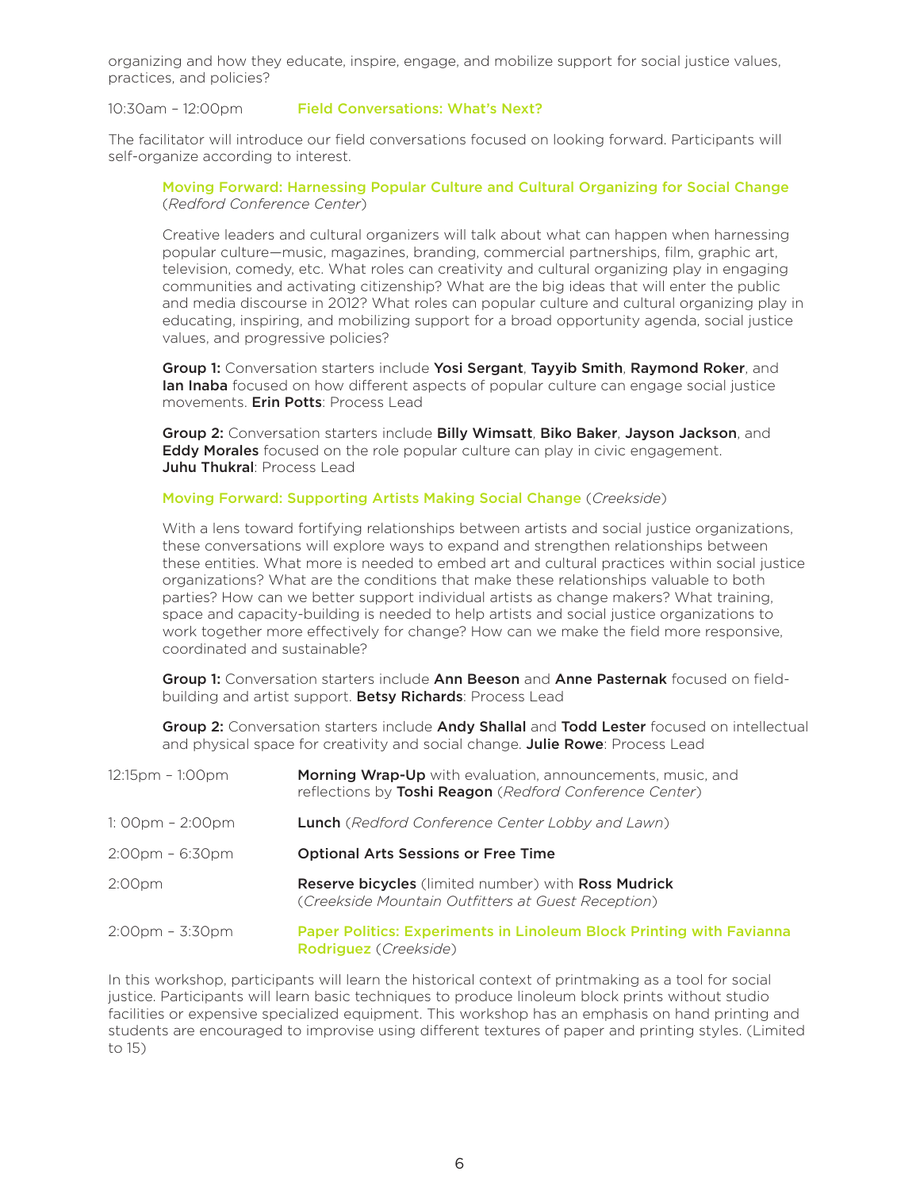organizing and how they educate, inspire, engage, and mobilize support for social justice values, practices, and policies?

10:30am – 12:00pm **Field Conversations: What's Next?**

The facilitator will introduce our field conversations focused on looking forward. Participants will self-organize according to interest.

**Moving Forward: Harnessing Popular Culture and Cultural Organizing for Social Change** (*Redford Conference Center*)

Creative leaders and cultural organizers will talk about what can happen when harnessing popular culture—music, magazines, branding, commercial partnerships, film, graphic art, television, comedy, etc. What roles can creativity and cultural organizing play in engaging communities and activating citizenship? What are the big ideas that will enter the public and media discourse in 2012? What roles can popular culture and cultural organizing play in educating, inspiring, and mobilizing support for a broad opportunity agenda, social justice values, and progressive policies?

**Group 1:** Conversation starters include **Yosi Sergant**, **Tayyib Smith**, **Raymond Roker**, and **Ian Inaba** focused on how different aspects of popular culture can engage social justice movements. **Erin Potts**: Process Lead

**Group 2:** Conversation starters include **Billy Wimsatt**, **Biko Baker**, **Jayson Jackson**, and **Eddy Morales** focused on the role popular culture can play in civic engagement. **Juhu Thukral**: Process Lead

**Moving Forward: Supporting Artists Making Social Change** (*Creekside*)

With a lens toward fortifying relationships between artists and social justice organizations, these conversations will explore ways to expand and strengthen relationships between these entities. What more is needed to embed art and cultural practices within social justice organizations? What are the conditions that make these relationships valuable to both parties? How can we better support individual artists as change makers? What training, space and capacity-building is needed to help artists and social justice organizations to work together more effectively for change? How can we make the field more responsive, coordinated and sustainable?

**Group 1:** Conversation starters include **Ann Beeson** and **Anne Pasternak** focused on field-building and artist support. **Betsy Richards**: Process Lead

**Group 2:** Conversation starters include **Andy Shallal** and **Todd Lester** focused on intellectual and physical space for creativity and social change. **Julie Rowe**: Process Lead

12:15pm – 1:00pm **Morning Wrap-Up** with evaluation, announcements, music, and reflections by **Toshi Reagon** (*Redford Conference Center*)

1: 00pm – 2:00pm **Lunch** (*Redford Conference Center Lobby and Lawn*)

2:00pm – 6:30pm **Optional Arts Sessions or Free Time**

2:00pm **Reserve bicycles** (limited number) with **Ross Mudrick** (*Creekside Mountain Outfitters at Guest Reception*)

2:00pm – 3:30pm **Paper Politics: Experiments in Linoleum Block Printing with Favianna Rodriguez** (*Creekside*)

In this workshop, participants will learn the historical context of printmaking as a tool for social justice. Participants will learn basic techniques to produce linoleum block prints without studio facilities or expensive specialized equipment. This workshop has an emphasis on hand printing and students are encouraged to improvise using different textures of paper and printing styles. (Limited to 15)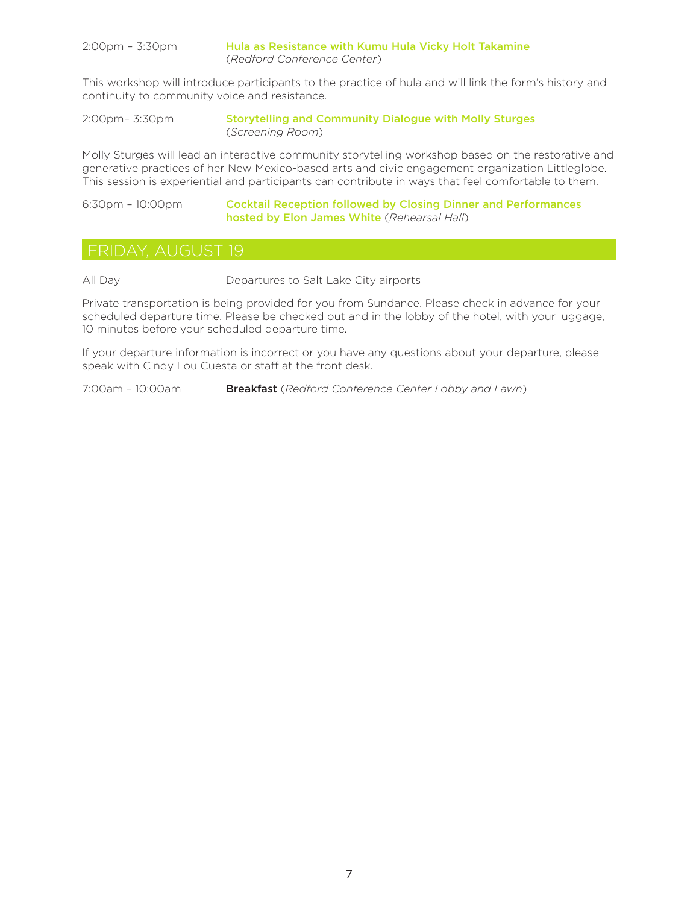2:00pm – 3:30pm **Hula as Resistance with Kumu Hula Vicky Holt Takamine** (*Redford Conference Center*)

This workshop will introduce participants to the practice of hula and will link the form's history and continuity to community voice and resistance.

2:00pm– 3:30pm **Storytelling and Community Dialogue with Molly Sturges** (*Screening Room*)

Molly Sturges will lead an interactive community storytelling workshop based on the restorative and generative practices of her New Mexico-based arts and civic engagement organization Littleglobe. This session is experiential and participants can contribute in ways that feel comfortable to them.

6:30pm – 10:00pm **Cocktail Reception followed by Closing Dinner and Performances hosted by Elon James White** (*Rehearsal Hall*)

## FRIDAY, AUGUST 19

All Day Departures to Salt Lake City airports

Private transportation is being provided for you from Sundance. Please check in advance for your scheduled departure time. Please be checked out and in the lobby of the hotel, with your luggage, 10 minutes before your scheduled departure time.

If your departure information is incorrect or you have any questions about your departure, please speak with Cindy Lou Cuesta or staff at the front desk.

7:00am – 10:00am **Breakfast** (*Redford Conference Center Lobby and Lawn*)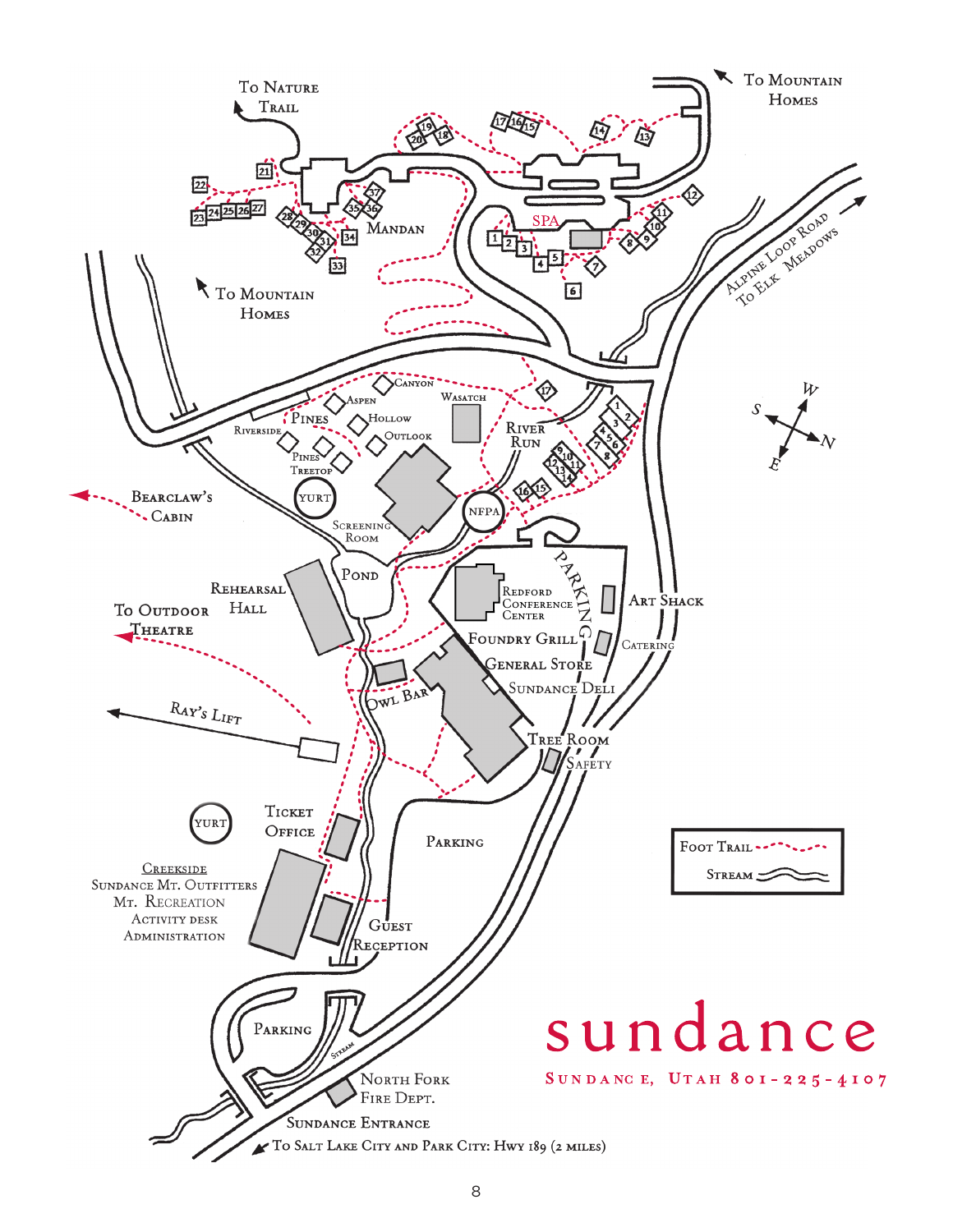# sundance

SUNDANCE, UTAH 801-225-4107

To Nature Trail

To Mountain Homes

Mandan

Spa

To Mountain Homes

Alpine Loop Road To Elk Meadows

Canyon

Aspen

Wasatch

Pines

Hollow

Riverside

Outlook

River Run

Pines Treetop

Yurt

NFPA

Bearclaw's Cabin

Screening Room

Pond

Rehearsal Hall

Redford Conference Center

Parking

Art Shack

To Outdoor Theatre

Foundry Grill

Catering

General Store

Sundance Deli

Owl Bar

Ray's Lift

Tree Room

Safety

Yurt

Ticket Office

Parking

Creekside

Sundance Mt. Outfitters

Mt. Recreation

Activity desk

Administration

Guest Reception

Parking

Stream

North Fork Fire Dept.

Sundance Entrance

To Salt Lake City and Park City: Hwy 189 (2 miles)

Foot Trail

Stream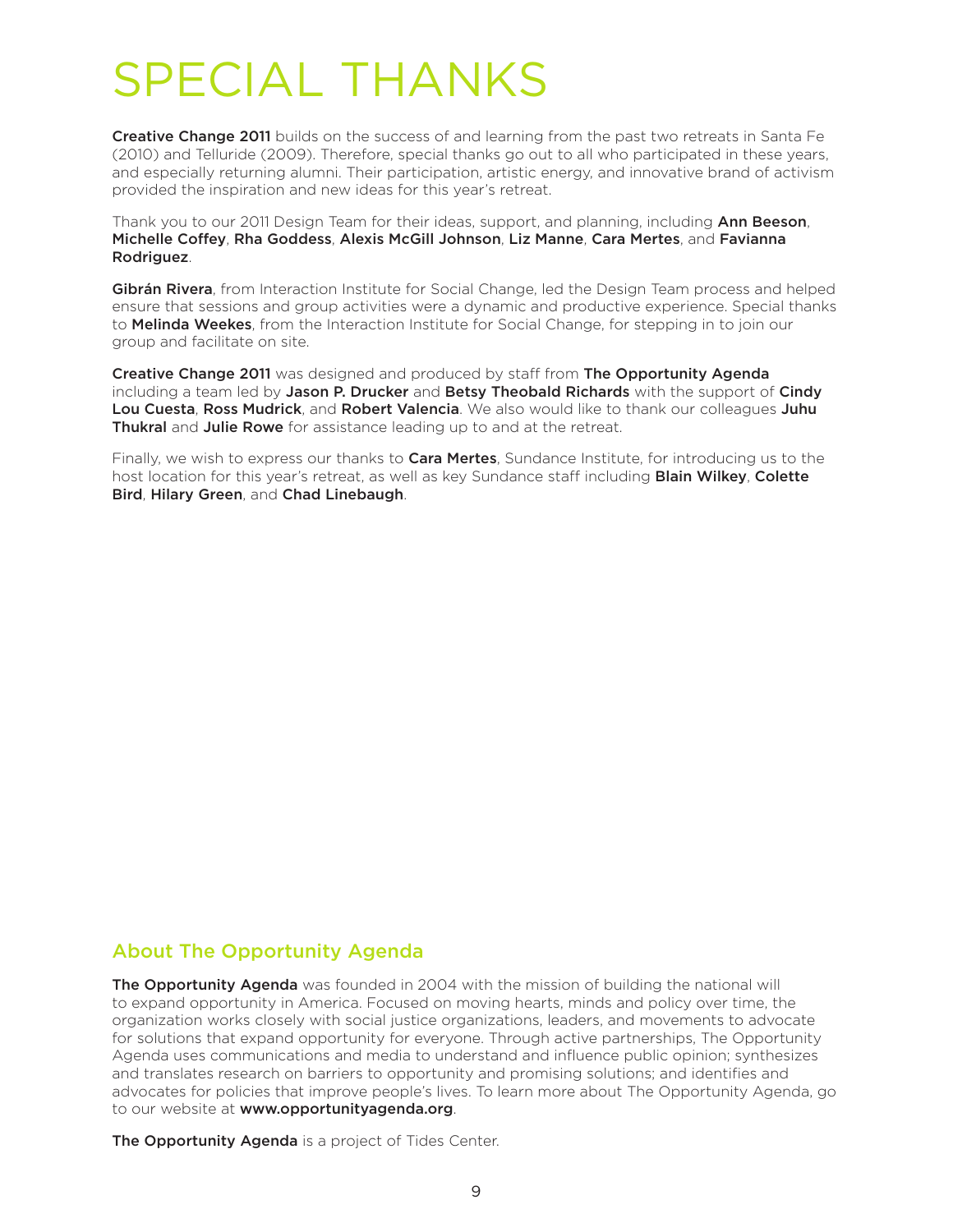# SPECIAL THANKS

**Creative Change 2011** builds on the success of and learning from the past two retreats in Santa Fe (2010) and Telluride (2009). Therefore, special thanks go out to all who participated in these years, and especially returning alumni. Their participation, artistic energy, and innovative brand of activism provided the inspiration and new ideas for this year's retreat.

Thank you to our 2011 Design Team for their ideas, support, and planning, including **Ann Beeson**, **Michelle Coffey**, **Rha Goddess**, **Alexis McGill Johnson**, **Liz Manne**, **Cara Mertes**, and **Favianna Rodriguez**.

**Gibrán Rivera**, from Interaction Institute for Social Change, led the Design Team process and helped ensure that sessions and group activities were a dynamic and productive experience. Special thanks to **Melinda Weekes**, from the Interaction Institute for Social Change, for stepping in to join our group and facilitate on site.

**Creative Change 2011** was designed and produced by staff from **The Opportunity Agenda** including a team led by **Jason P. Drucker** and **Betsy Theobald Richards** with the support of **Cindy Lou Cuesta**, **Ross Mudrick**, and **Robert Valencia**. We also would like to thank our colleagues **Juhu Thukral** and **Julie Rowe** for assistance leading up to and at the retreat.

Finally, we wish to express our thanks to **Cara Mertes**, Sundance Institute, for introducing us to the host location for this year's retreat, as well as key Sundance staff including **Blain Wilkey**, **Colette Bird**, **Hilary Green**, and **Chad Linebaugh**.

## About The Opportunity Agenda

**The Opportunity Agenda** was founded in 2004 with the mission of building the national will to expand opportunity in America. Focused on moving hearts, minds and policy over time, the organization works closely with social justice organizations, leaders, and movements to advocate for solutions that expand opportunity for everyone. Through active partnerships, The Opportunity Agenda uses communications and media to understand and influence public opinion; synthesizes and translates research on barriers to opportunity and promising solutions; and identifies and advocates for policies that improve people's lives. To learn more about The Opportunity Agenda, go to our website at **www.opportunityagenda.org**.

**The Opportunity Agenda** is a project of Tides Center.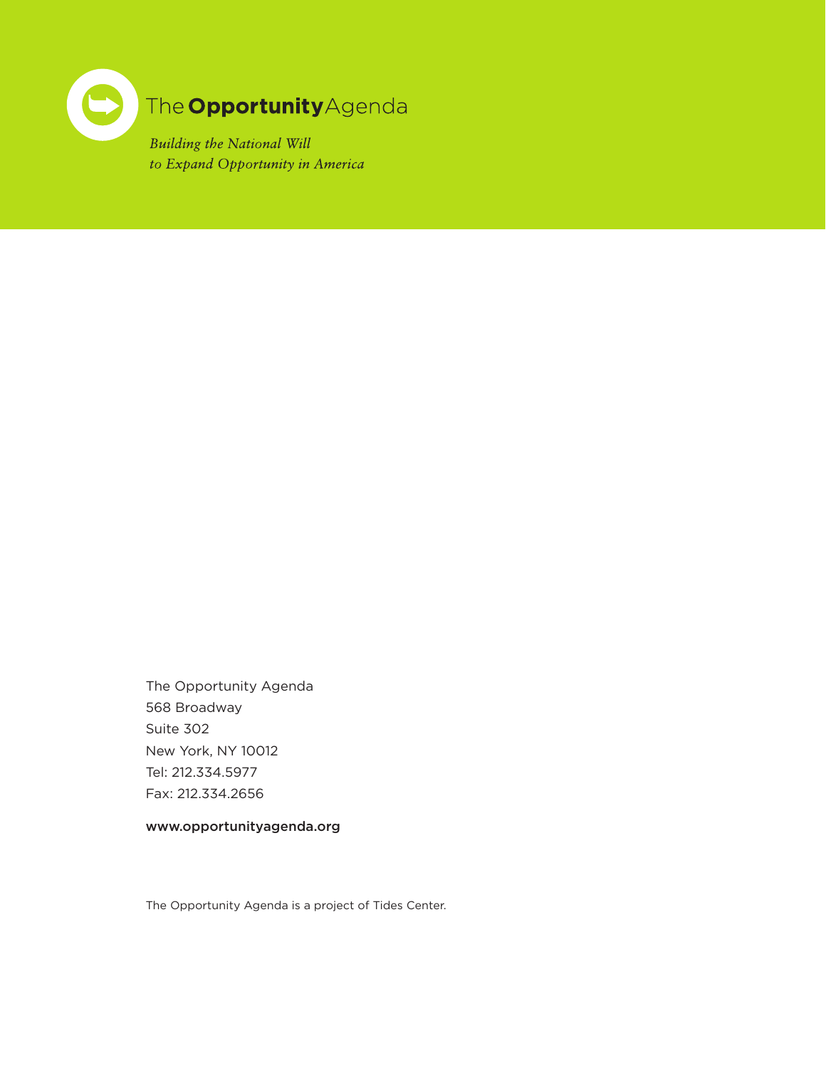The **Opportunity** Agenda

*Building the National Will to Expand Opportunity in America*

The Opportunity Agenda
568 Broadway
Suite 302
New York, NY 10012
Tel: 212.334.5977
Fax: 212.334.2656

**www.opportunityagenda.org**

The Opportunity Agenda is a project of Tides Center.